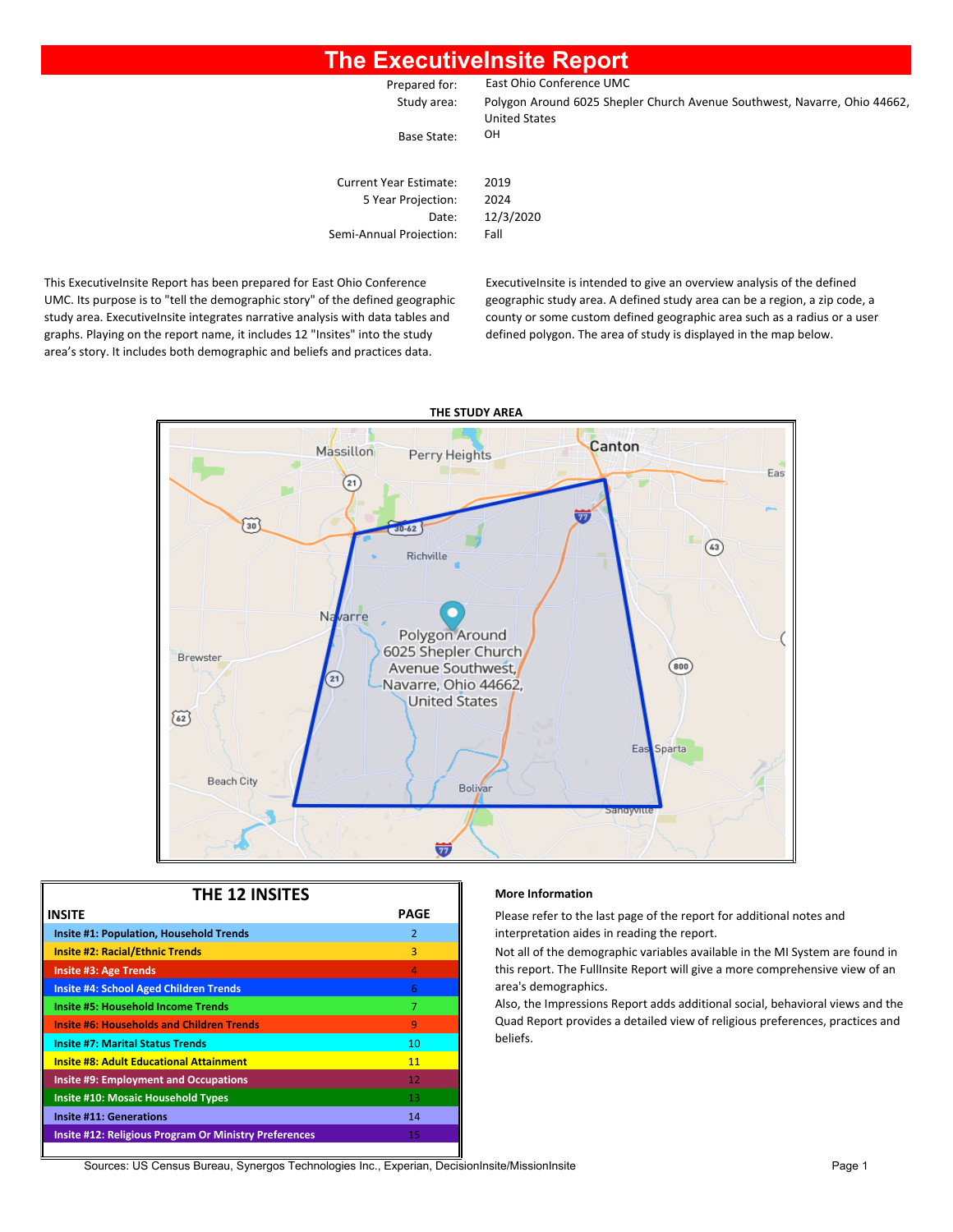# The ExecutiveInsite Report

| | |
|---|---|
| Prepared for: | East Ohio Conference UMC |
| Study area: | Polygon Around 6025 Shepler Church Avenue Southwest, Navarre, Ohio 44662, United States |
| Base State: | OH |
| Current Year Estimate: | 2019 |
| 5 Year Projection: | 2024 |
| Date: | 12/3/2020 |
| Semi-Annual Projection: | Fall |

This ExecutiveInsite Report has been prepared for East Ohio Conference UMC. Its purpose is to "tell the demographic story" of the defined geographic study area. ExecutiveInsite integrates narrative analysis with data tables and graphs. Playing on the report name, it includes 12 "Insites" into the study area's story. It includes both demographic and beliefs and practices data.

ExecutiveInsite is intended to give an overview analysis of the defined geographic study area. A defined study area can be a region, a zip code, a county or some custom defined geographic area such as a radius or a user defined polygon. The area of study is displayed in the map below.

**THE STUDY AREA**

## THE 12 INSITES

| INSITE | PAGE |
|---|---|
| Insite #1: Population, Household Trends | 2 |
| Insite #2: Racial/Ethnic Trends | 3 |
| Insite #3: Age Trends | 4 |
| Insite #4: School Aged Children Trends | 6 |
| Insite #5: Household Income Trends | 7 |
| Insite #6: Households and Children Trends | 9 |
| Insite #7: Marital Status Trends | 10 |
| Insite #8: Adult Educational Attainment | 11 |
| Insite #9: Employment and Occupations | 12 |
| Insite #10: Mosaic Household Types | 13 |
| Insite #11: Generations | 14 |
| Insite #12: Religious Program Or Ministry Preferences | 15 |

**More Information**

Please refer to the last page of the report for additional notes and interpretation aides in reading the report.

Not all of the demographic variables available in the MI System are found in this report. The FullInsite Report will give a more comprehensive view of an area's demographics.

Also, the Impressions Report adds additional social, behavioral views and the Quad Report provides a detailed view of religious preferences, practices and beliefs.

Sources: US Census Bureau, Synergos Technologies Inc., Experian, DecisionInsite/MissionInsite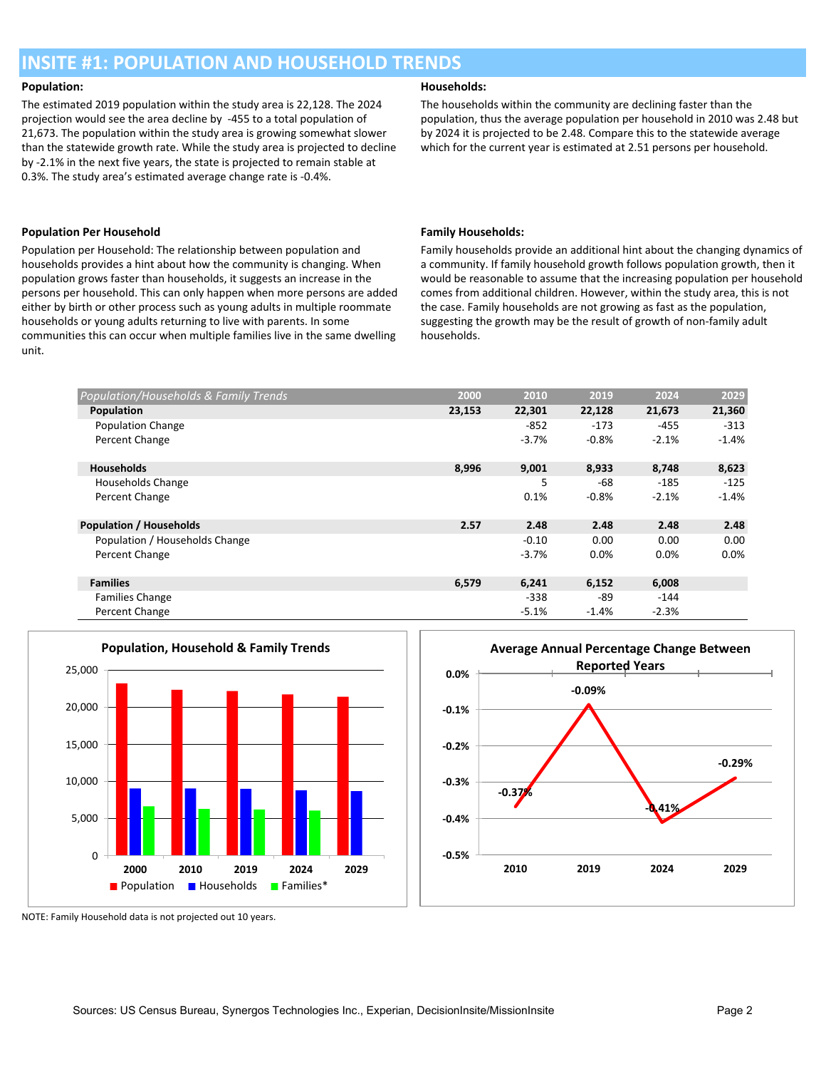# INSITE #1: POPULATION AND HOUSEHOLD TRENDS

**Population:**

The estimated 2019 population within the study area is 22,128. The 2024 projection would see the area decline by -455 to a total population of 21,673. The population within the study area is growing somewhat slower than the statewide growth rate. While the study area is projected to decline by -2.1% in the next five years, the state is projected to remain stable at 0.3%. The study area's estimated average change rate is -0.4%.

**Households:**

The households within the community are declining faster than the population, thus the average population per household in 2010 was 2.48 but by 2024 it is projected to be 2.48. Compare this to the statewide average which for the current year is estimated at 2.51 persons per household.

**Population Per Household**

Population per Household: The relationship between population and households provides a hint about how the community is changing. When population grows faster than households, it suggests an increase in the persons per household. This can only happen when more persons are added either by birth or other process such as young adults in multiple roommate households or young adults returning to live with parents. In some communities this can occur when multiple families live in the same dwelling unit.

**Family Households:**

Family households provide an additional hint about the changing dynamics of a community. If family household growth follows population growth, then it would be reasonable to assume that the increasing population per household comes from additional children. However, within the study area, this is not the case. Family households are not growing as fast as the population, suggesting the growth may be the result of growth of non-family adult households.

| *Population/Households & Family Trends* | 2000 | 2010 | 2019 | 2024 | 2029 |
|---|---|---|---|---|---|
| **Population** | **23,153** | **22,301** | **22,128** | **21,673** | **21,360** |
| Population Change | | -852 | -173 | -455 | -313 |
| Percent Change | | -3.7% | -0.8% | -2.1% | -1.4% |
| | | | | | |
| **Households** | **8,996** | **9,001** | **8,933** | **8,748** | **8,623** |
| Households Change | | 5 | -68 | -185 | -125 |
| Percent Change | | 0.1% | -0.8% | -2.1% | -1.4% |
| | | | | | |
| **Population / Households** | **2.57** | **2.48** | **2.48** | **2.48** | **2.48** |
| Population / Households Change | | -0.10 | 0.00 | 0.00 | 0.00 |
| Percent Change | | -3.7% | 0.0% | 0.0% | 0.0% |
| | | | | | |
| **Families** | **6,579** | **6,241** | **6,152** | **6,008** | |
| Families Change | | -338 | -89 | -144 | |
| Percent Change | | -5.1% | -1.4% | -2.3% | |

**Population, Household & Family Trends**

**Average Annual Percentage Change Between Reported Years**

NOTE: Family Household data is not projected out 10 years.

Sources: US Census Bureau, Synergos Technologies Inc., Experian, DecisionInsite/MissionInsite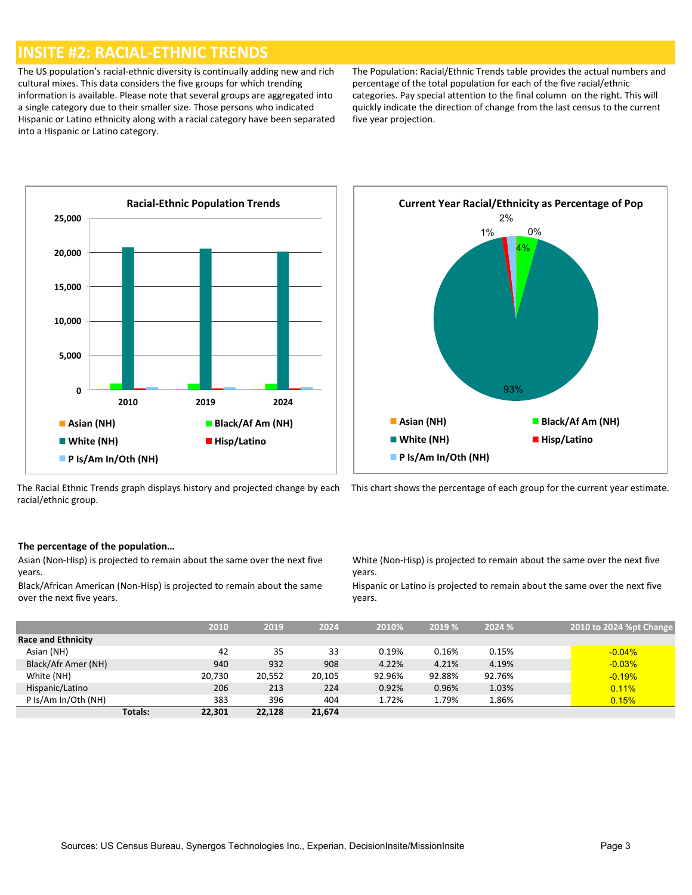# INSITE #2: RACIAL-ETHNIC TRENDS

The US population's racial-ethnic diversity is continually adding new and rich cultural mixes. This data considers the five groups for which trending information is available. Please note that several groups are aggregated into a single category due to their smaller size. Those persons who indicated Hispanic or Latino ethnicity along with a racial category have been separated into a Hispanic or Latino category.

The Population: Racial/Ethnic Trends table provides the actual numbers and percentage of the total population for each of the five racial/ethnic categories. Pay special attention to the final column on the right. This will quickly indicate the direction of change from the last census to the current five year projection.

**Racial-Ethnic Population Trends**

The Racial Ethnic Trends graph displays history and projected change by each racial/ethnic group.

**Current Year Racial/Ethnicity as Percentage of Pop**

This chart shows the percentage of each group for the current year estimate.

**The percentage of the population…**

Asian (Non-Hisp) is projected to remain about the same over the next five years.

Black/African American (Non-Hisp) is projected to remain about the same over the next five years.

White (Non-Hisp) is projected to remain about the same over the next five years.

Hispanic or Latino is projected to remain about the same over the next five years.

| | 2010 | 2019 | 2024 | 2010% | 2019 % | 2024 % | 2010 to 2024 %pt Change |
|---|---|---|---|---|---|---|---|
| **Race and Ethnicity** | | | | | | | |
| Asian (NH) | 42 | 35 | 33 | 0.19% | 0.16% | 0.15% | -0.04% |
| Black/Afr Amer (NH) | 940 | 932 | 908 | 4.22% | 4.21% | 4.19% | -0.03% |
| White (NH) | 20,730 | 20,552 | 20,105 | 92.96% | 92.88% | 92.76% | -0.19% |
| Hispanic/Latino | 206 | 213 | 224 | 0.92% | 0.96% | 1.03% | 0.11% |
| P Is/Am In/Oth (NH) | 383 | 396 | 404 | 1.72% | 1.79% | 1.86% | 0.15% |
| **Totals:** | **22,301** | **22,128** | **21,674** | | | | |

Sources: US Census Bureau, Synergos Technologies Inc., Experian, DecisionInsite/MissionInsite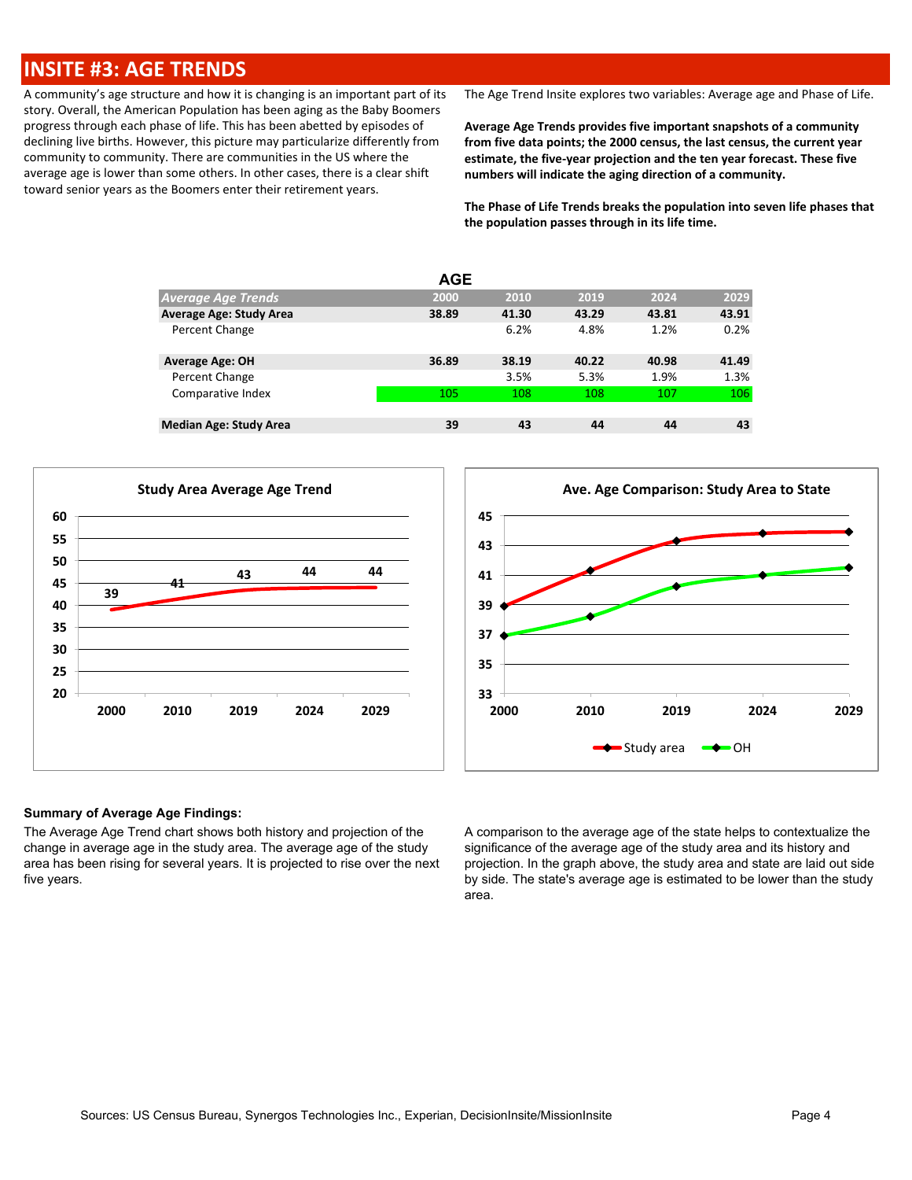# INSITE #3: AGE TRENDS

A community's age structure and how it is changing is an important part of its story. Overall, the American Population has been aging as the Baby Boomers progress through each phase of life. This has been abetted by episodes of declining live births. However, this picture may particularize differently from community to community. There are communities in the US where the average age is lower than some others. In other cases, there is a clear shift toward senior years as the Boomers enter their retirement years.

The Age Trend Insite explores two variables: Average age and Phase of Life.

**Average Age Trends provides five important snapshots of a community from five data points; the 2000 census, the last census, the current year estimate, the five-year projection and the ten year forecast. These five numbers will indicate the aging direction of a community.**

**The Phase of Life Trends breaks the population into seven life phases that the population passes through in its life time.**

**AGE**

| *Average Age Trends* | 2000 | 2010 | 2019 | 2024 | 2029 |
|---|---|---|---|---|---|
| **Average Age: Study Area** | **38.89** | **41.30** | **43.29** | **43.81** | **43.91** |
| Percent Change | | 6.2% | 4.8% | 1.2% | 0.2% |
| | | | | | |
| **Average Age: OH** | **36.89** | **38.19** | **40.22** | **40.98** | **41.49** |
| Percent Change | | 3.5% | 5.3% | 1.9% | 1.3% |
| Comparative Index | 105 | 108 | 108 | 107 | 106 |
| | | | | | |
| **Median Age: Study Area** | **39** | **43** | **44** | **44** | **43** |

**Study Area Average Age Trend**

| 2000 | 2010 | 2019 | 2024 | 2029 |
|---|---|---|---|---|
| 39 | 41 | 43 | 44 | 44 |

**Ave. Age Comparison: Study Area to State**

(Study area, OH)

**Summary of Average Age Findings:**

The Average Age Trend chart shows both history and projection of the change in average age in the study area. The average age of the study area has been rising for several years. It is projected to rise over the next five years.

A comparison to the average age of the state helps to contextualize the significance of the average age of the study area and its history and projection. In the graph above, the study area and state are laid out side by side. The state's average age is estimated to be lower than the study area.

Sources: US Census Bureau, Synergos Technologies Inc., Experian, DecisionInsite/MissionInsite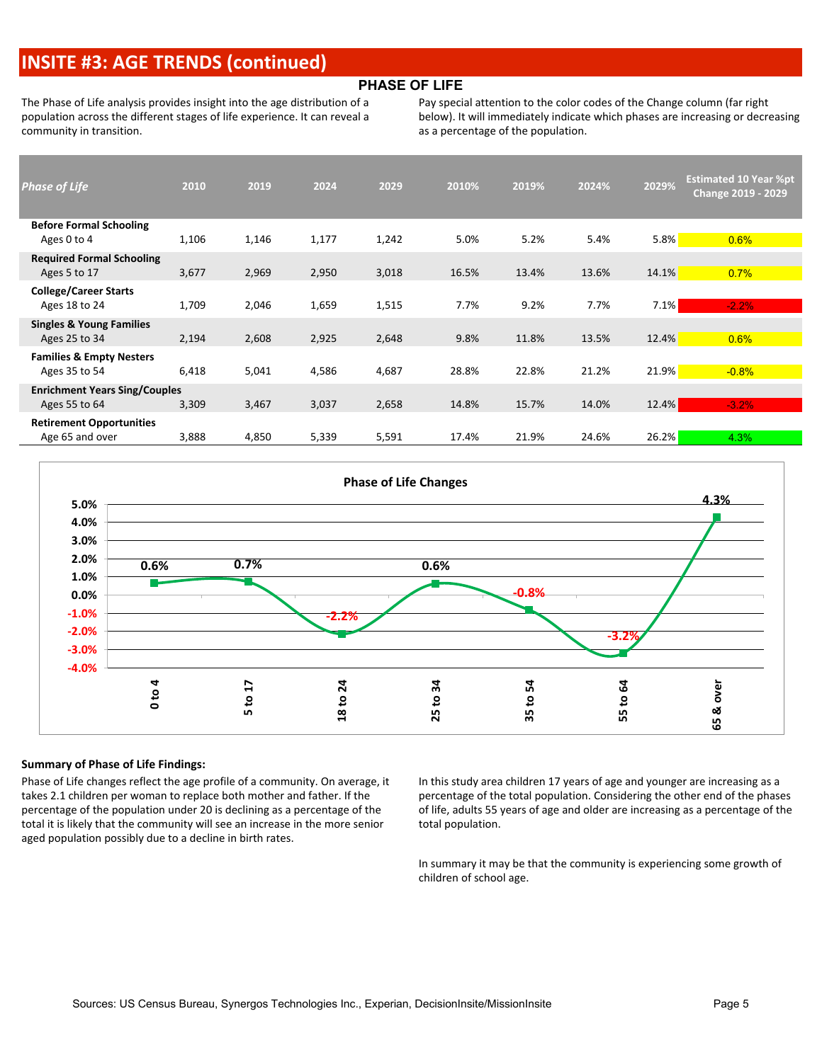# INSITE #3: AGE TRENDS (continued)

## PHASE OF LIFE

The Phase of Life analysis provides insight into the age distribution of a population across the different stages of life experience. It can reveal a community in transition.

Pay special attention to the color codes of the Change column (far right below). It will immediately indicate which phases are increasing or decreasing as a percentage of the population.

| *Phase of Life* | 2010 | 2019 | 2024 | 2029 | 2010% | 2019% | 2024% | 2029% | Estimated 10 Year %pt Change 2019 - 2029 |
|---|---|---|---|---|---|---|---|---|---|
| **Before Formal Schooling** Ages 0 to 4 | 1,106 | 1,146 | 1,177 | 1,242 | 5.0% | 5.2% | 5.4% | 5.8% | 0.6% |
| **Required Formal Schooling** Ages 5 to 17 | 3,677 | 2,969 | 2,950 | 3,018 | 16.5% | 13.4% | 13.6% | 14.1% | 0.7% |
| **College/Career Starts** Ages 18 to 24 | 1,709 | 2,046 | 1,659 | 1,515 | 7.7% | 9.2% | 7.7% | 7.1% | -2.2% |
| **Singles & Young Families** Ages 25 to 34 | 2,194 | 2,608 | 2,925 | 2,648 | 9.8% | 11.8% | 13.5% | 12.4% | 0.6% |
| **Families & Empty Nesters** Ages 35 to 54 | 6,418 | 5,041 | 4,586 | 4,687 | 28.8% | 22.8% | 21.2% | 21.9% | -0.8% |
| **Enrichment Years Sing/Couples** Ages 55 to 64 | 3,309 | 3,467 | 3,037 | 2,658 | 14.8% | 15.7% | 14.0% | 12.4% | -3.2% |
| **Retirement Opportunities** Age 65 and over | 3,888 | 4,850 | 5,339 | 5,591 | 17.4% | 21.9% | 24.6% | 26.2% | 4.3% |

**Phase of Life Changes**

| Phase | Change |
|---|---|
| 0 to 4 | 0.6% |
| 5 to 17 | 0.7% |
| 18 to 24 | -2.2% |
| 25 to 34 | 0.6% |
| 35 to 54 | -0.8% |
| 55 to 64 | -3.2% |
| 65 & over | 4.3% |

**Summary of Phase of Life Findings:**

Phase of Life changes reflect the age profile of a community. On average, it takes 2.1 children per woman to replace both mother and father. If the percentage of the population under 20 is declining as a percentage of the total it is likely that the community will see an increase in the more senior aged population possibly due to a decline in birth rates.

In this study area children 17 years of age and younger are increasing as a percentage of the total population. Considering the other end of the phases of life, adults 55 years of age and older are increasing as a percentage of the total population.

In summary it may be that the community is experiencing some growth of children of school age.

Sources: US Census Bureau, Synergos Technologies Inc., Experian, DecisionInsite/MissionInsite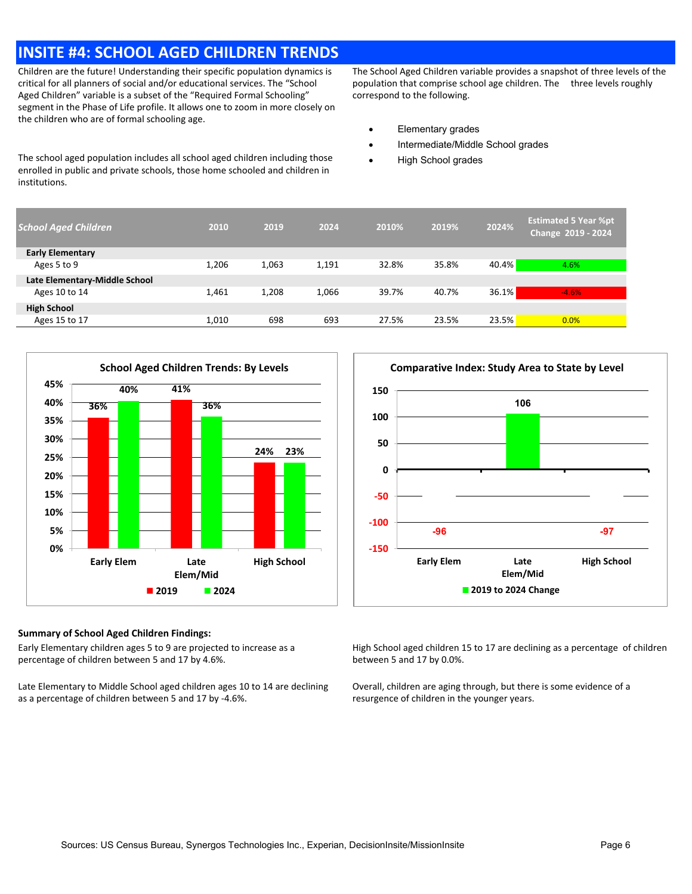# INSITE #4: SCHOOL AGED CHILDREN TRENDS

Children are the future! Understanding their specific population dynamics is critical for all planners of social and/or educational services. The “School Aged Children” variable is a subset of the “Required Formal Schooling” segment in the Phase of Life profile. It allows one to zoom in more closely on the children who are of formal schooling age.

The school aged population includes all school aged children including those enrolled in public and private schools, those home schooled and children in institutions.

The School Aged Children variable provides a snapshot of three levels of the population that comprise school age children. The three levels roughly correspond to the following.

- Elementary grades
- Intermediate/Middle School grades
- High School grades

| *School Aged Children* | 2010 | 2019 | 2024 | 2010% | 2019% | 2024% | Estimated 5 Year %pt Change 2019 - 2024 |
|---|---|---|---|---|---|---|---|
| **Early Elementary** | | | | | | | |
| Ages 5 to 9 | 1,206 | 1,063 | 1,191 | 32.8% | 35.8% | 40.4% | 4.6% |
| **Late Elementary-Middle School** | | | | | | | |
| Ages 10 to 14 | 1,461 | 1,208 | 1,066 | 39.7% | 40.7% | 36.1% | -4.6% |
| **High School** | | | | | | | |
| Ages 15 to 17 | 1,010 | 698 | 693 | 27.5% | 23.5% | 23.5% | 0.0% |

**School Aged Children Trends: By Levels**

| | 2019 | 2024 |
|---|---|---|
| Early Elem | 36% | 40% |
| Late Elem/Mid | 41% | 36% |
| High School | 24% | 23% |

**Comparative Index: Study Area to State by Level**

| | 2019 to 2024 Change |
|---|---|
| Early Elem | -96 |
| Late Elem/Mid | 106 |
| High School | -97 |

**Summary of School Aged Children Findings:**

Early Elementary children ages 5 to 9 are projected to increase as a percentage of children between 5 and 17 by 4.6%.

Late Elementary to Middle School aged children ages 10 to 14 are declining as a percentage of children between 5 and 17 by -4.6%.

High School aged children 15 to 17 are declining as a percentage of children between 5 and 17 by 0.0%.

Overall, children are aging through, but there is some evidence of a resurgence of children in the younger years.

Sources: US Census Bureau, Synergos Technologies Inc., Experian, DecisionInsite/MissionInsite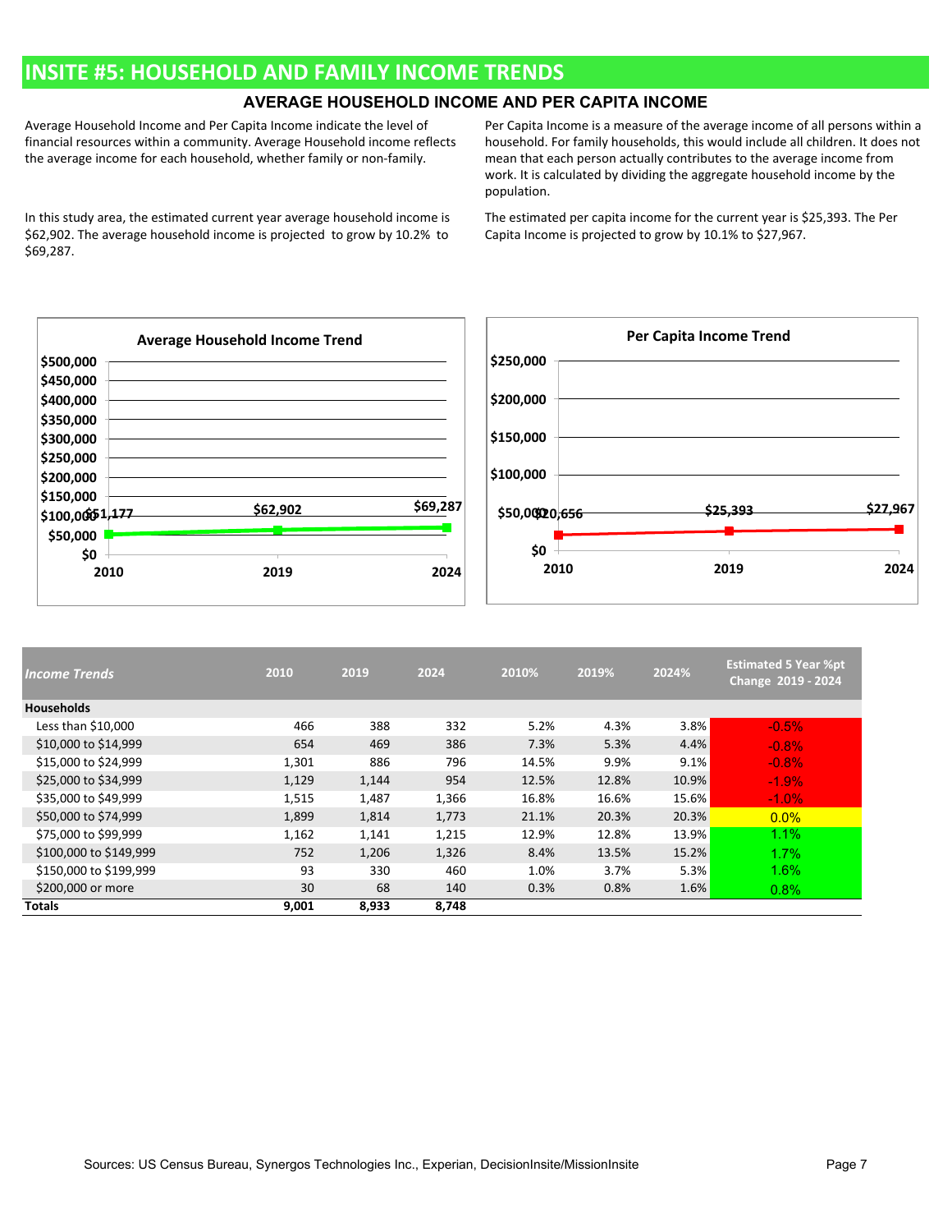# INSITE #5: HOUSEHOLD AND FAMILY INCOME TRENDS

## AVERAGE HOUSEHOLD INCOME AND PER CAPITA INCOME

Average Household Income and Per Capita Income indicate the level of financial resources within a community. Average Household income reflects the average income for each household, whether family or non-family.

In this study area, the estimated current year average household income is $62,902. The average household income is projected to grow by 10.2% to $69,287.

Per Capita Income is a measure of the average income of all persons within a household. For family households, this would include all children. It does not mean that each person actually contributes to the average income from work. It is calculated by dividing the aggregate household income by the population.

The estimated per capita income for the current year is $25,393. The Per Capita Income is projected to grow by 10.1% to $27,967.

**Average Household Income Trend**

| Year | Average Household Income |
|---|---|
| 2010 | $51,177 |
| 2019 | $62,902 |
| 2024 | $69,287 |

**Per Capita Income Trend**

| Year | Per Capita Income |
|---|---|
| 2010 | $20,656 |
| 2019 | $25,393 |
| 2024 | $27,967 |

| *Income Trends* | 2010 | 2019 | 2024 | 2010% | 2019% | 2024% | Estimated 5 Year %pt Change 2019 - 2024 |
|---|---|---|---|---|---|---|---|
| **Households** | | | | | | | |
| Less than $10,000 | 466 | 388 | 332 | 5.2% | 4.3% | 3.8% | -0.5% |
| $10,000 to $14,999 | 654 | 469 | 386 | 7.3% | 5.3% | 4.4% | -0.8% |
| $15,000 to $24,999 | 1,301 | 886 | 796 | 14.5% | 9.9% | 9.1% | -0.8% |
| $25,000 to $34,999 | 1,129 | 1,144 | 954 | 12.5% | 12.8% | 10.9% | -1.9% |
| $35,000 to $49,999 | 1,515 | 1,487 | 1,366 | 16.8% | 16.6% | 15.6% | -1.0% |
| $50,000 to $74,999 | 1,899 | 1,814 | 1,773 | 21.1% | 20.3% | 20.3% | 0.0% |
| $75,000 to $99,999 | 1,162 | 1,141 | 1,215 | 12.9% | 12.8% | 13.9% | 1.1% |
| $100,000 to $149,999 | 752 | 1,206 | 1,326 | 8.4% | 13.5% | 15.2% | 1.7% |
| $150,000 to $199,999 | 93 | 330 | 460 | 1.0% | 3.7% | 5.3% | 1.6% |
| $200,000 or more | 30 | 68 | 140 | 0.3% | 0.8% | 1.6% | 0.8% |
| **Totals** | **9,001** | **8,933** | **8,748** | | | | |

Sources: US Census Bureau, Synergos Technologies Inc., Experian, DecisionInsite/MissionInsite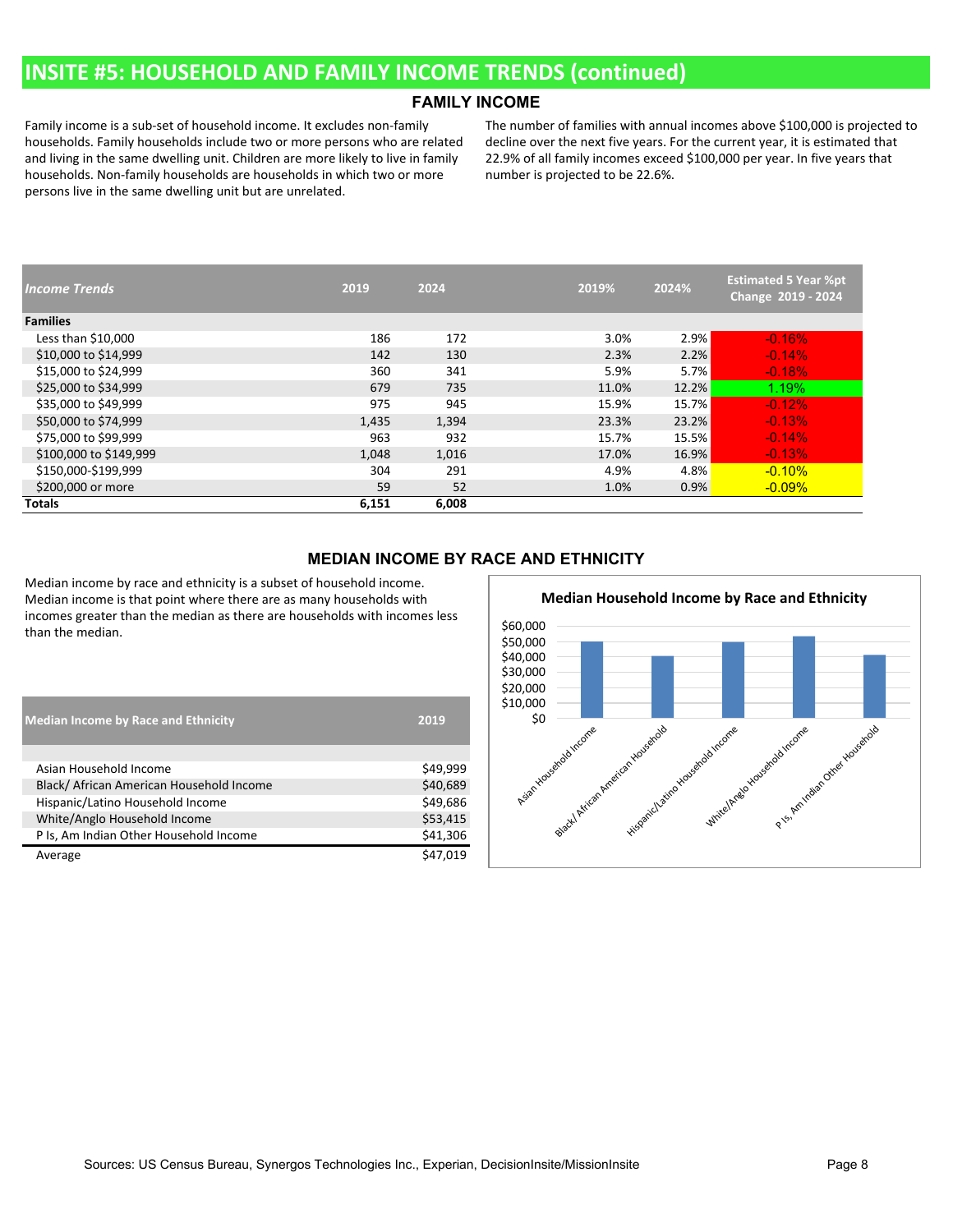# INSITE #5: HOUSEHOLD AND FAMILY INCOME TRENDS (continued)

## FAMILY INCOME

Family income is a sub-set of household income. It excludes non-family households. Family households include two or more persons who are related and living in the same dwelling unit. Children are more likely to live in family households. Non-family households are households in which two or more persons live in the same dwelling unit but are unrelated.

The number of families with annual incomes above $100,000 is projected to decline over the next five years. For the current year, it is estimated that 22.9% of all family incomes exceed $100,000 per year. In five years that number is projected to be 22.6%.

| *Income Trends* | 2019 | 2024 | 2019% | 2024% | Estimated 5 Year %pt Change 2019 - 2024 |
|---|---|---|---|---|---|
| **Families** | | | | | |
| Less than $10,000 | 186 | 172 | 3.0% | 2.9% | -0.16% |
| $10,000 to $14,999 | 142 | 130 | 2.3% | 2.2% | -0.14% |
| $15,000 to $24,999 | 360 | 341 | 5.9% | 5.7% | -0.18% |
| $25,000 to $34,999 | 679 | 735 | 11.0% | 12.2% | 1.19% |
| $35,000 to $49,999 | 975 | 945 | 15.9% | 15.7% | -0.12% |
| $50,000 to $74,999 | 1,435 | 1,394 | 23.3% | 23.2% | -0.13% |
| $75,000 to $99,999 | 963 | 932 | 15.7% | 15.5% | -0.14% |
| $100,000 to $149,999 | 1,048 | 1,016 | 17.0% | 16.9% | -0.13% |
| $150,000-$199,999 | 304 | 291 | 4.9% | 4.8% | -0.10% |
| $200,000 or more | 59 | 52 | 1.0% | 0.9% | -0.09% |
| **Totals** | **6,151** | **6,008** | | | |

## MEDIAN INCOME BY RACE AND ETHNICITY

Median income by race and ethnicity is a subset of household income. Median income is that point where there are as many households with incomes greater than the median as there are households with incomes less than the median.

| Median Income by Race and Ethnicity | 2019 |
|---|---|
| Asian Household Income | $49,999 |
| Black/ African American Household Income | $40,689 |
| Hispanic/Latino Household Income | $49,686 |
| White/Anglo Household Income | $53,415 |
| P Is, Am Indian Other Household Income | $41,306 |
| Average | $47,019 |

**Median Household Income by Race and Ethnicity**

| Category | Median Household Income |
|---|---|
| Asian Household Income | $49,999 |
| Black/ African American Household | $40,689 |
| Hispanic/Latino Household Income | $49,686 |
| White/Anglo Household Income | $53,415 |
| P Is, Am Indian Other Household | $41,306 |

Sources: US Census Bureau, Synergos Technologies Inc., Experian, DecisionInsite/MissionInsite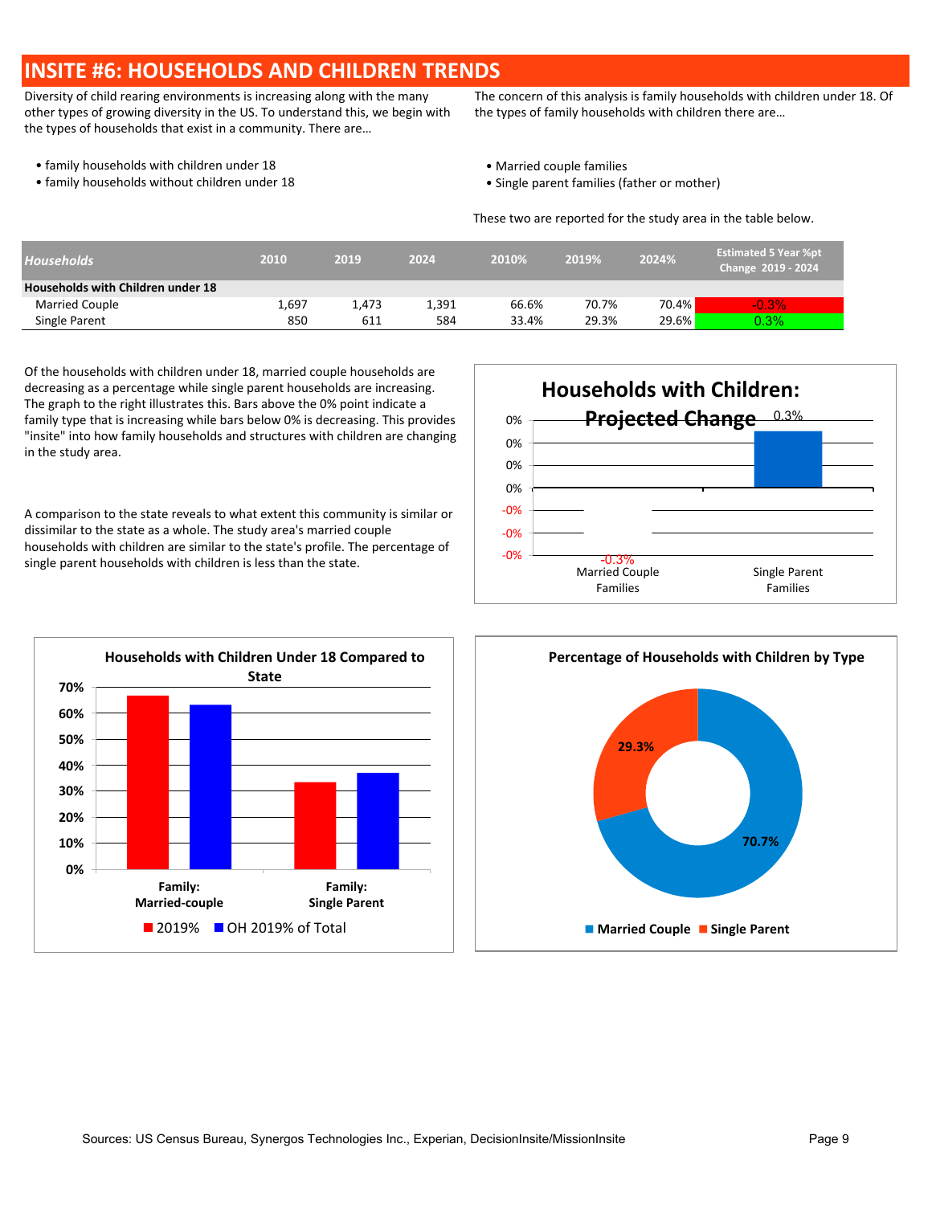# INSITE #6: HOUSEHOLDS AND CHILDREN TRENDS

Diversity of child rearing environments is increasing along with the many other types of growing diversity in the US. To understand this, we begin with the types of households that exist in a community. There are…

- family households with children under 18
- family households without children under 18

The concern of this analysis is family households with children under 18. Of the types of family households with children there are…

- Married couple families
- Single parent families (father or mother)

These two are reported for the study area in the table below.

| *Households* | 2010 | 2019 | 2024 | 2010% | 2019% | 2024% | Estimated 5 Year %pt Change 2019 - 2024 |
|---|---|---|---|---|---|---|---|
| **Households with Children under 18** | | | | | | | |
| Married Couple | 1,697 | 1,473 | 1,391 | 66.6% | 70.7% | 70.4% | -0.3% |
| Single Parent | 850 | 611 | 584 | 33.4% | 29.3% | 29.6% | 0.3% |

Of the households with children under 18, married couple households are decreasing as a percentage while single parent households are increasing. The graph to the right illustrates this. Bars above the 0% point indicate a family type that is increasing while bars below 0% is decreasing. This provides "insite" into how family households and structures with children are changing in the study area.

A comparison to the state reveals to what extent this community is similar or dissimilar to the state as a whole. The study area's married couple households with children are similar to the state's profile. The percentage of single parent households with children is less than the state.

**Households with Children: Projected Change**

| | Married Couple Families | Single Parent Families |
|---|---|---|
| Projected Change | -0.3% | 0.3% |

**Households with Children Under 18 Compared to State**

| | Family: Married-couple | Family: Single Parent |
|---|---|---|
| 2019% | | |
| OH 2019% of Total | | |

**Percentage of Households with Children by Type**

| Type | Percentage |
|---|---|
| Married Couple | 70.7% |
| Single Parent | 29.3% |

Sources: US Census Bureau, Synergos Technologies Inc., Experian, DecisionInsite/MissionInsite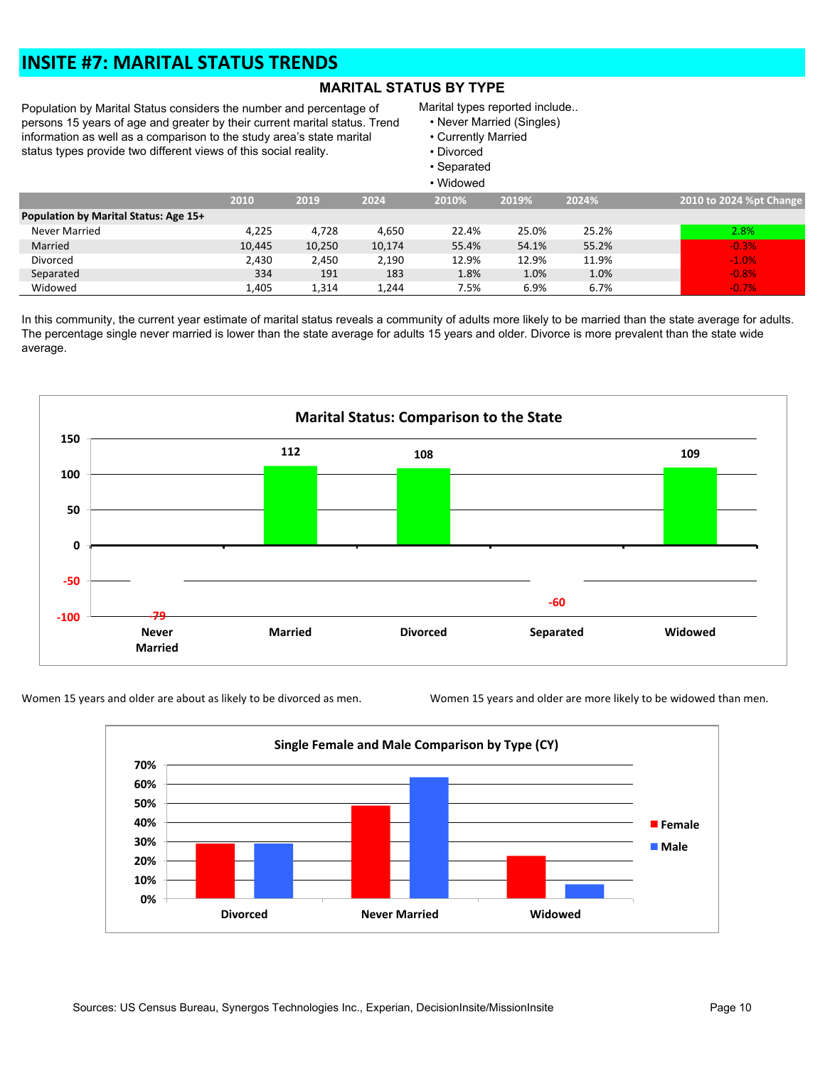# INSITE #7: MARITAL STATUS TRENDS

## MARITAL STATUS BY TYPE

Population by Marital Status considers the number and percentage of persons 15 years of age and greater by their current marital status. Trend information as well as a comparison to the study area's state marital status types provide two different views of this social reality.

Marital types reported include..

- Never Married (Singles)
- Currently Married
- Divorced
- Separated
- Widowed

| | 2010 | 2019 | 2024 | 2010% | 2019% | 2024% | 2010 to 2024 %pt Change |
|---|---|---|---|---|---|---|---|
| **Population by Marital Status: Age 15+** | | | | | | | |
| Never Married | 4,225 | 4,728 | 4,650 | 22.4% | 25.0% | 25.2% | 2.8% |
| Married | 10,445 | 10,250 | 10,174 | 55.4% | 54.1% | 55.2% | -0.3% |
| Divorced | 2,430 | 2,450 | 2,190 | 12.9% | 12.9% | 11.9% | -1.0% |
| Separated | 334 | 191 | 183 | 1.8% | 1.0% | 1.0% | -0.8% |
| Widowed | 1,405 | 1,314 | 1,244 | 7.5% | 6.9% | 6.7% | -0.7% |

In this community, the current year estimate of marital status reveals a community of adults more likely to be married than the state average for adults. The percentage single never married is lower than the state average for adults 15 years and older. Divorce is more prevalent than the state wide average.

**Marital Status: Comparison to the State**

| Never Married | Married | Divorced | Separated | Widowed |
|---|---|---|---|---|
| -79 | 112 | 108 | -60 | 109 |

Women 15 years and older are about as likely to be divorced as men.

Women 15 years and older are more likely to be widowed than men.

**Single Female and Male Comparison by Type (CY)**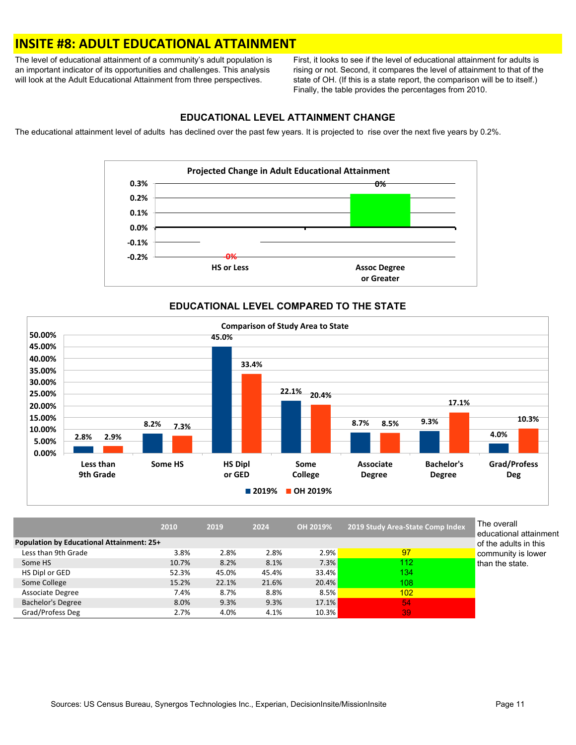# INSITE #8: ADULT EDUCATIONAL ATTAINMENT

The level of educational attainment of a community's adult population is an important indicator of its opportunities and challenges. This analysis will look at the Adult Educational Attainment from three perspectives. First, it looks to see if the level of educational attainment for adults is rising or not. Second, it compares the level of attainment to that of the state of OH. (If this is a state report, the comparison will be to itself.) Finally, the table provides the percentages from 2010.

## EDUCATIONAL LEVEL ATTAINMENT CHANGE

The educational attainment level of adults has declined over the past few years. It is projected to rise over the next five years by 0.2%.

**Projected Change in Adult Educational Attainment**

| Category | Projected Change |
|---|---|
| HS or Less | 0% |
| Assoc Degree or Greater | 0% |

## EDUCATIONAL LEVEL COMPARED TO THE STATE

**Comparison of Study Area to State**

| Educational Level | 2019 | OH 2019% |
|---|---|---|
| Less than 9th Grade | 2.8% | 2.9% |
| Some HS | 8.2% | 7.3% |
| HS Dipl or GED | 45.0% | 33.4% |
| Some College | 22.1% | 20.4% |
| Associate Degree | 8.7% | 8.5% |
| Bachelor's Degree | 9.3% | 17.1% |
| Grad/Profess Deg | 4.0% | 10.3% |

| | 2010 | 2019 | 2024 | OH 2019% | 2019 Study Area-State Comp Index |
|---|---|---|---|---|---|
| **Population by Educational Attainment: 25+** | | | | | |
| Less than 9th Grade | 3.8% | 2.8% | 2.8% | 2.9% | 97 |
| Some HS | 10.7% | 8.2% | 8.1% | 7.3% | 112 |
| HS Dipl or GED | 52.3% | 45.0% | 45.4% | 33.4% | 134 |
| Some College | 15.2% | 22.1% | 21.6% | 20.4% | 108 |
| Associate Degree | 7.4% | 8.7% | 8.8% | 8.5% | 102 |
| Bachelor's Degree | 8.0% | 9.3% | 9.3% | 17.1% | 54 |
| Grad/Profess Deg | 2.7% | 4.0% | 4.1% | 10.3% | 39 |

The overall educational attainment of the adults in this community is lower than the state.

Sources: US Census Bureau, Synergos Technologies Inc., Experian, DecisionInsite/MissionInsite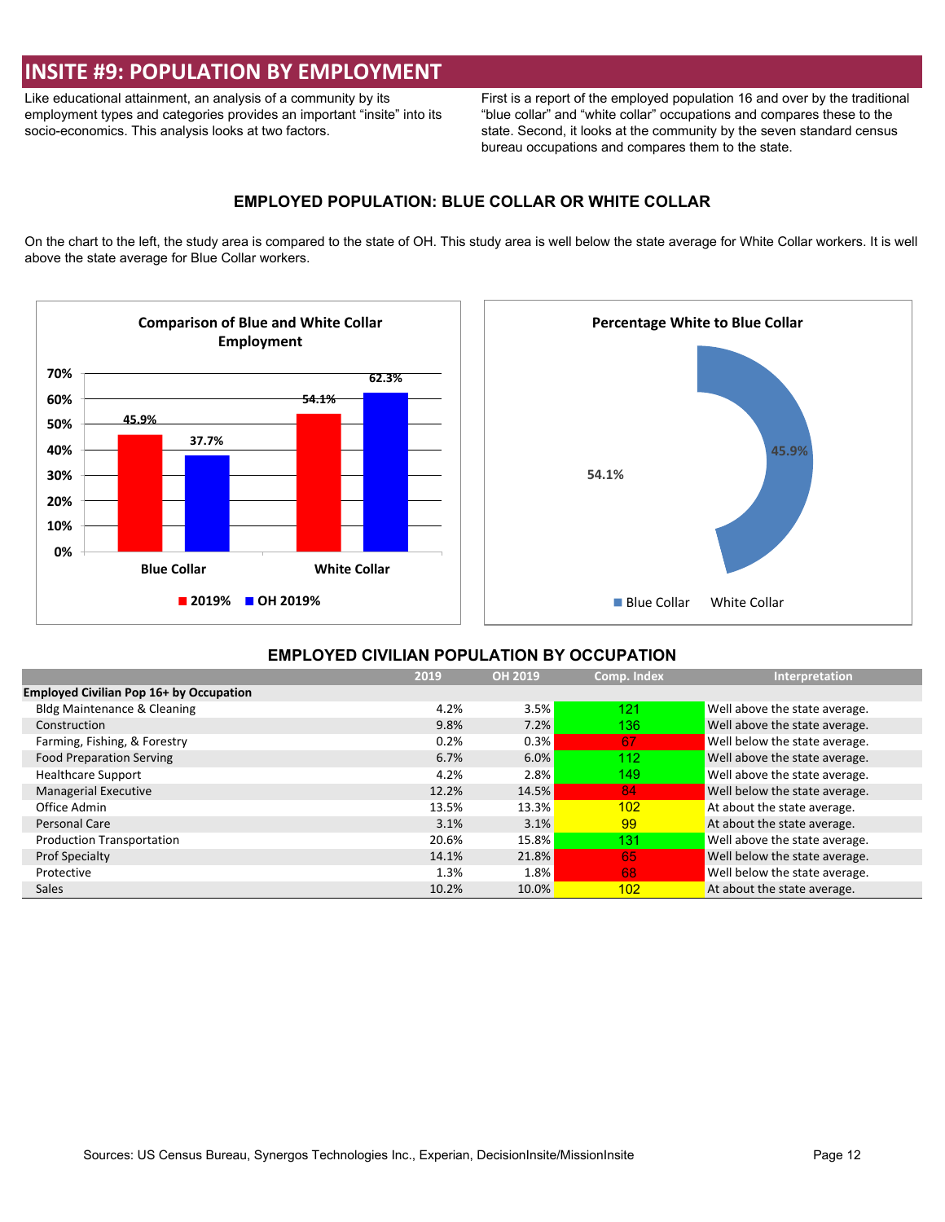# INSITE #9: POPULATION BY EMPLOYMENT

Like educational attainment, an analysis of a community by its employment types and categories provides an important "insite" into its socio-economics. This analysis looks at two factors.

First is a report of the employed population 16 and over by the traditional "blue collar" and "white collar" occupations and compares these to the state. Second, it looks at the community by the seven standard census bureau occupations and compares them to the state.

### EMPLOYED POPULATION: BLUE COLLAR OR WHITE COLLAR

On the chart to the left, the study area is compared to the state of OH. This study area is well below the state average for White Collar workers. It is well above the state average for Blue Collar workers.

**Comparison of Blue and White Collar Employment**

| | 2019% | OH 2019% |
|---|---|---|
| Blue Collar | 45.9% | 37.7% |
| White Collar | 54.1% | 62.3% |

**Percentage White to Blue Collar**

| | % |
|---|---|
| Blue Collar | 45.9% |
| White Collar | 54.1% |

### EMPLOYED CIVILIAN POPULATION BY OCCUPATION

| | 2019 | OH 2019 | Comp. Index | Interpretation |
|---|---|---|---|---|
| **Employed Civilian Pop 16+ by Occupation** | | | | |
| Bldg Maintenance & Cleaning | 4.2% | 3.5% | 121 | Well above the state average. |
| Construction | 9.8% | 7.2% | 136 | Well above the state average. |
| Farming, Fishing, & Forestry | 0.2% | 0.3% | 67 | Well below the state average. |
| Food Preparation Serving | 6.7% | 6.0% | 112 | Well above the state average. |
| Healthcare Support | 4.2% | 2.8% | 149 | Well above the state average. |
| Managerial Executive | 12.2% | 14.5% | 84 | Well below the state average. |
| Office Admin | 13.5% | 13.3% | 102 | At about the state average. |
| Personal Care | 3.1% | 3.1% | 99 | At about the state average. |
| Production Transportation | 20.6% | 15.8% | 131 | Well above the state average. |
| Prof Specialty | 14.1% | 21.8% | 65 | Well below the state average. |
| Protective | 1.3% | 1.8% | 68 | Well below the state average. |
| Sales | 10.2% | 10.0% | 102 | At about the state average. |

Sources: US Census Bureau, Synergos Technologies Inc., Experian, DecisionInsite/MissionInsite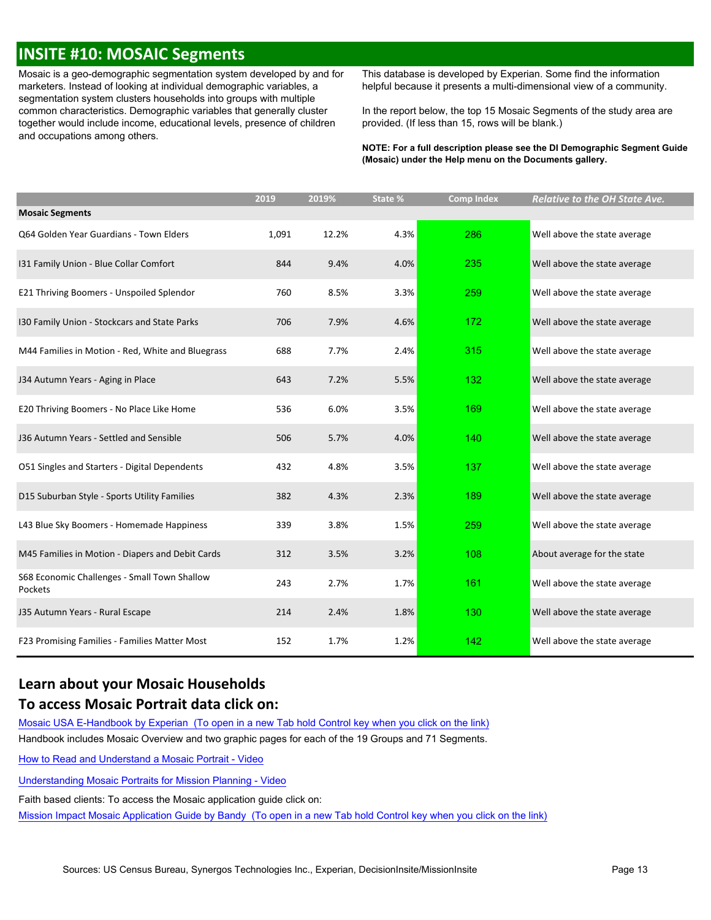## INSITE #10: MOSAIC Segments

Mosaic is a geo-demographic segmentation system developed by and for marketers. Instead of looking at individual demographic variables, a segmentation system clusters households into groups with multiple common characteristics. Demographic variables that generally cluster together would include income, educational levels, presence of children and occupations among others.

This database is developed by Experian. Some find the information helpful because it presents a multi-dimensional view of a community.

In the report below, the top 15 Mosaic Segments of the study area are provided. (If less than 15, rows will be blank.)

**NOTE: For a full description please see the DI Demographic Segment Guide (Mosaic) under the Help menu on the Documents gallery.**

| Mosaic Segments | 2019 | 2019% | State % | Comp Index | *Relative to the OH State Ave.* |
|---|---|---|---|---|---|
| Q64 Golden Year Guardians - Town Elders | 1,091 | 12.2% | 4.3% | 286 | Well above the state average |
| I31 Family Union - Blue Collar Comfort | 844 | 9.4% | 4.0% | 235 | Well above the state average |
| E21 Thriving Boomers - Unspoiled Splendor | 760 | 8.5% | 3.3% | 259 | Well above the state average |
| I30 Family Union - Stockcars and State Parks | 706 | 7.9% | 4.6% | 172 | Well above the state average |
| M44 Families in Motion - Red, White and Bluegrass | 688 | 7.7% | 2.4% | 315 | Well above the state average |
| J34 Autumn Years - Aging in Place | 643 | 7.2% | 5.5% | 132 | Well above the state average |
| E20 Thriving Boomers - No Place Like Home | 536 | 6.0% | 3.5% | 169 | Well above the state average |
| J36 Autumn Years - Settled and Sensible | 506 | 5.7% | 4.0% | 140 | Well above the state average |
| O51 Singles and Starters - Digital Dependents | 432 | 4.8% | 3.5% | 137 | Well above the state average |
| D15 Suburban Style - Sports Utility Families | 382 | 4.3% | 2.3% | 189 | Well above the state average |
| L43 Blue Sky Boomers - Homemade Happiness | 339 | 3.8% | 1.5% | 259 | Well above the state average |
| M45 Families in Motion - Diapers and Debit Cards | 312 | 3.5% | 3.2% | 108 | About average for the state |
| S68 Economic Challenges - Small Town Shallow Pockets | 243 | 2.7% | 1.7% | 161 | Well above the state average |
| J35 Autumn Years - Rural Escape | 214 | 2.4% | 1.8% | 130 | Well above the state average |
| F23 Promising Families - Families Matter Most | 152 | 1.7% | 1.2% | 142 | Well above the state average |

### Learn about your Mosaic Households

### To access Mosaic Portrait data click on:

Mosaic USA E-Handbook by Experian (To open in a new Tab hold Control key when you click on the link)

Handbook includes Mosaic Overview and two graphic pages for each of the 19 Groups and 71 Segments.

How to Read and Understand a Mosaic Portrait - Video

Understanding Mosaic Portraits for Mission Planning - Video

Faith based clients: To access the Mosaic application guide click on:

Mission Impact Mosaic Application Guide by Bandy (To open in a new Tab hold Control key when you click on the link)

Sources: US Census Bureau, Synergos Technologies Inc., Experian, DecisionInsite/MissionInsite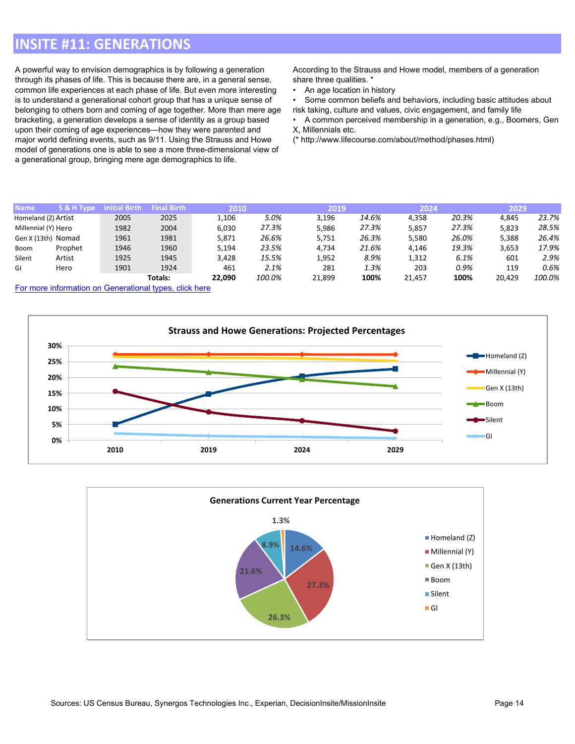# INSITE #11: GENERATIONS

A powerful way to envision demographics is by following a generation through its phases of life. This is because there are, in a general sense, common life experiences at each phase of life. But even more interesting is to understand a generational cohort group that has a unique sense of belonging to others born and coming of age together. More than mere age bracketing, a generation develops a sense of identity as a group based upon their coming of age experiences—how they were parented and major world defining events, such as 9/11. Using the Strauss and Howe model of generations one is able to see a more three-dimensional view of a generational group, bringing mere age demographics to life.

According to the Strauss and Howe model, members of a generation share three qualities. *

- An age location in history
- Some common beliefs and behaviors, including basic attitudes about risk taking, culture and values, civic engagement, and family life
- A common perceived membership in a generation, e.g., Boomers, Gen X, Millennials etc.

(* http://www.lifecourse.com/about/method/phases.html)

| Name | S & H Type | Initial Birth | Final Birth | 2010 | | 2019 | | 2024 | | 2029 | |
|---|---|---|---|---|---|---|---|---|---|---|---|
| Homeland (Z) | Artist | 2005 | 2025 | 1,106 | *5.0%* | 3,196 | *14.6%* | 4,358 | *20.3%* | 4,845 | *23.7%* |
| Millennial (Y) | Hero | 1982 | 2004 | 6,030 | *27.3%* | 5,986 | *27.3%* | 5,857 | *27.3%* | 5,823 | *28.5%* |
| Gen X (13th) | Nomad | 1961 | 1981 | 5,871 | *26.6%* | 5,751 | *26.3%* | 5,580 | *26.0%* | 5,388 | *26.4%* |
| Boom | Prophet | 1946 | 1960 | 5,194 | *23.5%* | 4,734 | *21.6%* | 4,146 | *19.3%* | 3,653 | *17.9%* |
| Silent | Artist | 1925 | 1945 | 3,428 | *15.5%* | 1,952 | *8.9%* | 1,312 | *6.1%* | 601 | *2.9%* |
| GI | Hero | 1901 | 1924 | 461 | *2.1%* | 281 | *1.3%* | 203 | *0.9%* | 119 | *0.6%* |
| | | | **Totals:** | **22,090** | *100.0%* | 21,899 | **100%** | 21,457 | **100%** | 20,429 | *100.0%* |

For more information on Generational types, click here

**Strauss and Howe Generations: Projected Percentages**

**Generations Current Year Percentage**

Sources: US Census Bureau, Synergos Technologies Inc., Experian, DecisionInsite/MissionInsite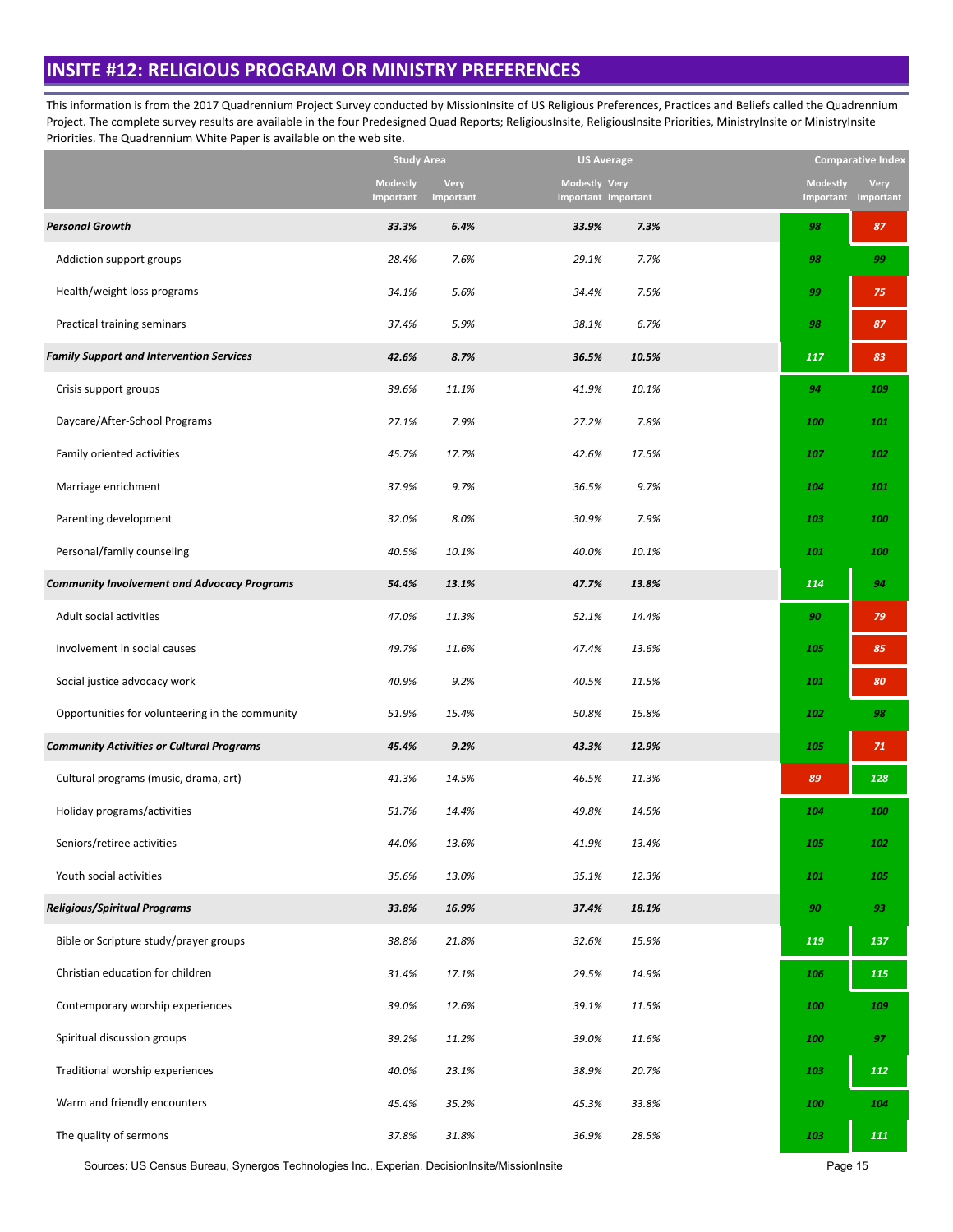## INSITE #12: RELIGIOUS PROGRAM OR MINISTRY PREFERENCES

This information is from the 2017 Quadrennium Project Survey conducted by MissionInsite of US Religious Preferences, Practices and Beliefs called the Quadrennium Project. The complete survey results are available in the four Predesigned Quad Reports; ReligiousInsite, ReligiousInsite Priorities, MinistryInsite or MinistryInsite Priorities. The Quadrennium White Paper is available on the web site.

| | Study Area | | US Average | | Comparative Index | |
|---|---|---|---|---|---|---|
| | Modestly Important | Very Important | Modestly Important | Very Important | Modestly Important | Very Important |
| ***Personal Growth*** | ***33.3%*** | ***6.4%*** | ***33.9%*** | ***7.3%*** | ***98*** | ***87*** |
| Addiction support groups | *28.4%* | *7.6%* | *29.1%* | *7.7%* | ***98*** | ***99*** |
| Health/weight loss programs | *34.1%* | *5.6%* | *34.4%* | *7.5%* | ***99*** | ***75*** |
| Practical training seminars | *37.4%* | *5.9%* | *38.1%* | *6.7%* | ***98*** | ***87*** |
| ***Family Support and Intervention Services*** | ***42.6%*** | ***8.7%*** | ***36.5%*** | ***10.5%*** | ***117*** | ***83*** |
| Crisis support groups | *39.6%* | *11.1%* | *41.9%* | *10.1%* | ***94*** | ***109*** |
| Daycare/After-School Programs | *27.1%* | *7.9%* | *27.2%* | *7.8%* | ***100*** | ***101*** |
| Family oriented activities | *45.7%* | *17.7%* | *42.6%* | *17.5%* | ***107*** | ***102*** |
| Marriage enrichment | *37.9%* | *9.7%* | *36.5%* | *9.7%* | ***104*** | ***101*** |
| Parenting development | *32.0%* | *8.0%* | *30.9%* | *7.9%* | ***103*** | ***100*** |
| Personal/family counseling | *40.5%* | *10.1%* | *40.0%* | *10.1%* | ***101*** | ***100*** |
| ***Community Involvement and Advocacy Programs*** | ***54.4%*** | ***13.1%*** | ***47.7%*** | ***13.8%*** | ***114*** | ***94*** |
| Adult social activities | *47.0%* | *11.3%* | *52.1%* | *14.4%* | ***90*** | ***79*** |
| Involvement in social causes | *49.7%* | *11.6%* | *47.4%* | *13.6%* | ***105*** | ***85*** |
| Social justice advocacy work | *40.9%* | *9.2%* | *40.5%* | *11.5%* | ***101*** | ***80*** |
| Opportunities for volunteering in the community | *51.9%* | *15.4%* | *50.8%* | *15.8%* | ***102*** | ***98*** |
| ***Community Activities or Cultural Programs*** | ***45.4%*** | ***9.2%*** | ***43.3%*** | ***12.9%*** | ***105*** | ***71*** |
| Cultural programs (music, drama, art) | *41.3%* | *14.5%* | *46.5%* | *11.3%* | ***89*** | ***128*** |
| Holiday programs/activities | *51.7%* | *14.4%* | *49.8%* | *14.5%* | ***104*** | ***100*** |
| Seniors/retiree activities | *44.0%* | *13.6%* | *41.9%* | *13.4%* | ***105*** | ***102*** |
| Youth social activities | *35.6%* | *13.0%* | *35.1%* | *12.3%* | ***101*** | ***105*** |
| ***Religious/Spiritual Programs*** | ***33.8%*** | ***16.9%*** | ***37.4%*** | ***18.1%*** | ***90*** | ***93*** |
| Bible or Scripture study/prayer groups | *38.8%* | *21.8%* | *32.6%* | *15.9%* | ***119*** | ***137*** |
| Christian education for children | *31.4%* | *17.1%* | *29.5%* | *14.9%* | ***106*** | ***115*** |
| Contemporary worship experiences | *39.0%* | *12.6%* | *39.1%* | *11.5%* | ***100*** | ***109*** |
| Spiritual discussion groups | *39.2%* | *11.2%* | *39.0%* | *11.6%* | ***100*** | ***97*** |
| Traditional worship experiences | *40.0%* | *23.1%* | *38.9%* | *20.7%* | ***103*** | ***112*** |
| Warm and friendly encounters | *45.4%* | *35.2%* | *45.3%* | *33.8%* | ***100*** | ***104*** |
| The quality of sermons | *37.8%* | *31.8%* | *36.9%* | *28.5%* | ***103*** | ***111*** |

Sources: US Census Bureau, Synergos Technologies Inc., Experian, DecisionInsite/MissionInsite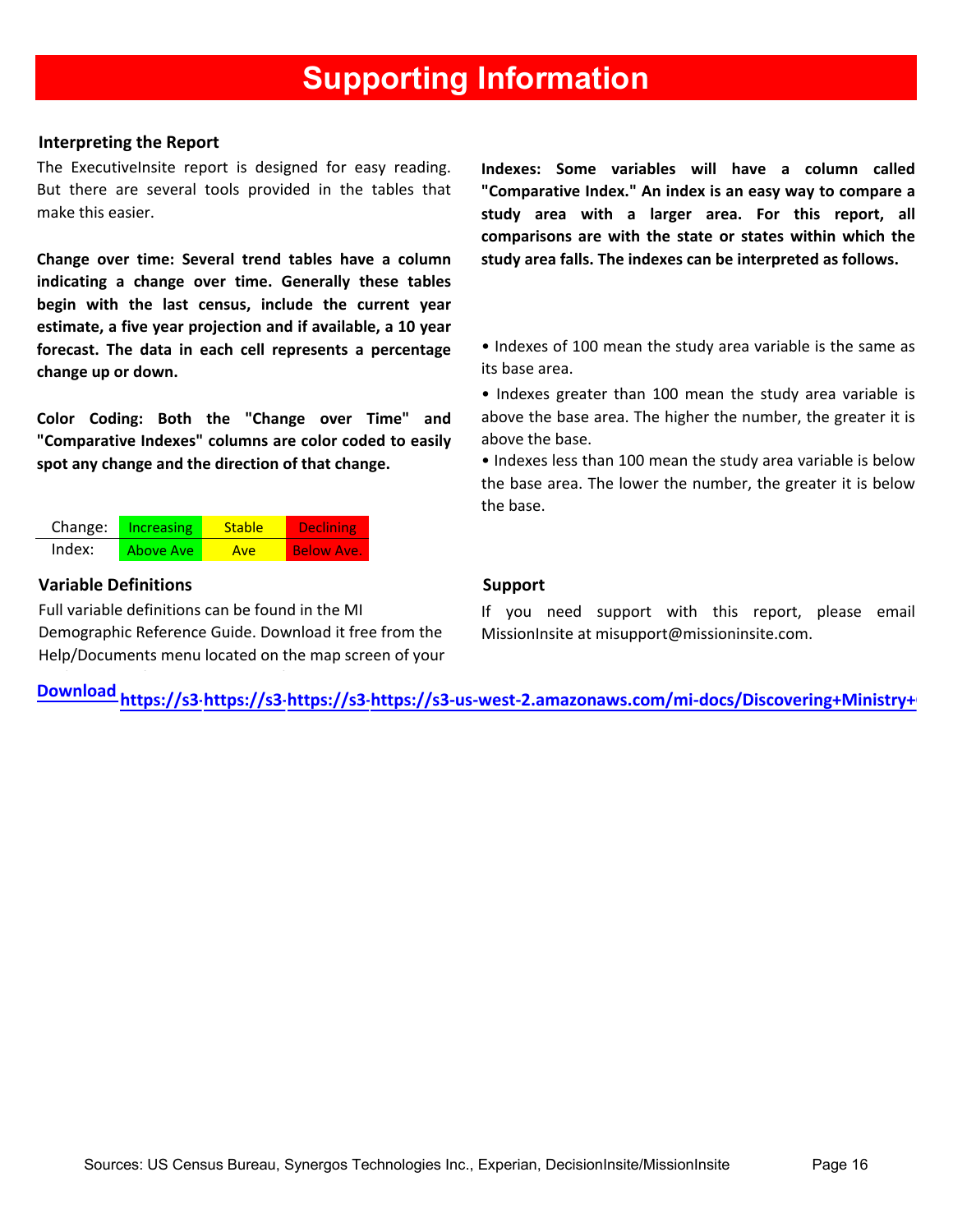# Supporting Information

### Interpreting the Report

The ExecutiveInsite report is designed for easy reading. But there are several tools provided in the tables that make this easier.

**Change over time: Several trend tables have a column indicating a change over time. Generally these tables begin with the last census, include the current year estimate, a five year projection and if available, a 10 year forecast. The data in each cell represents a percentage change up or down.**

**Color Coding: Both the "Change over Time" and "Comparative Indexes" columns are color coded to easily spot any change and the direction of that change.**

| | | | |
|---|---|---|---|
| Change: | Increasing | Stable | Declining |
| Index: | Above Ave | Ave | Below Ave. |

**Indexes: Some variables will have a column called "Comparative Index." An index is an easy way to compare a study area with a larger area. For this report, all comparisons are with the state or states within which the study area falls. The indexes can be interpreted as follows.**

- Indexes of 100 mean the study area variable is the same as its base area.
- Indexes greater than 100 mean the study area variable is above the base area. The higher the number, the greater it is above the base.
- Indexes less than 100 mean the study area variable is below the base area. The lower the number, the greater it is below the base.

### Variable Definitions

Full variable definitions can be found in the MI Demographic Reference Guide. Download it free from the Help/Documents menu located on the map screen of your

**Download** https://s3- https://s3- https://s3- https://s3-us-west-2.amazonaws.com/mi-docs/Discovering+Ministry+

### Support

If you need support with this report, please email MissionInsite at misupport@missioninsite.com.

Sources: US Census Bureau, Synergos Technologies Inc., Experian, DecisionInsite/MissionInsite